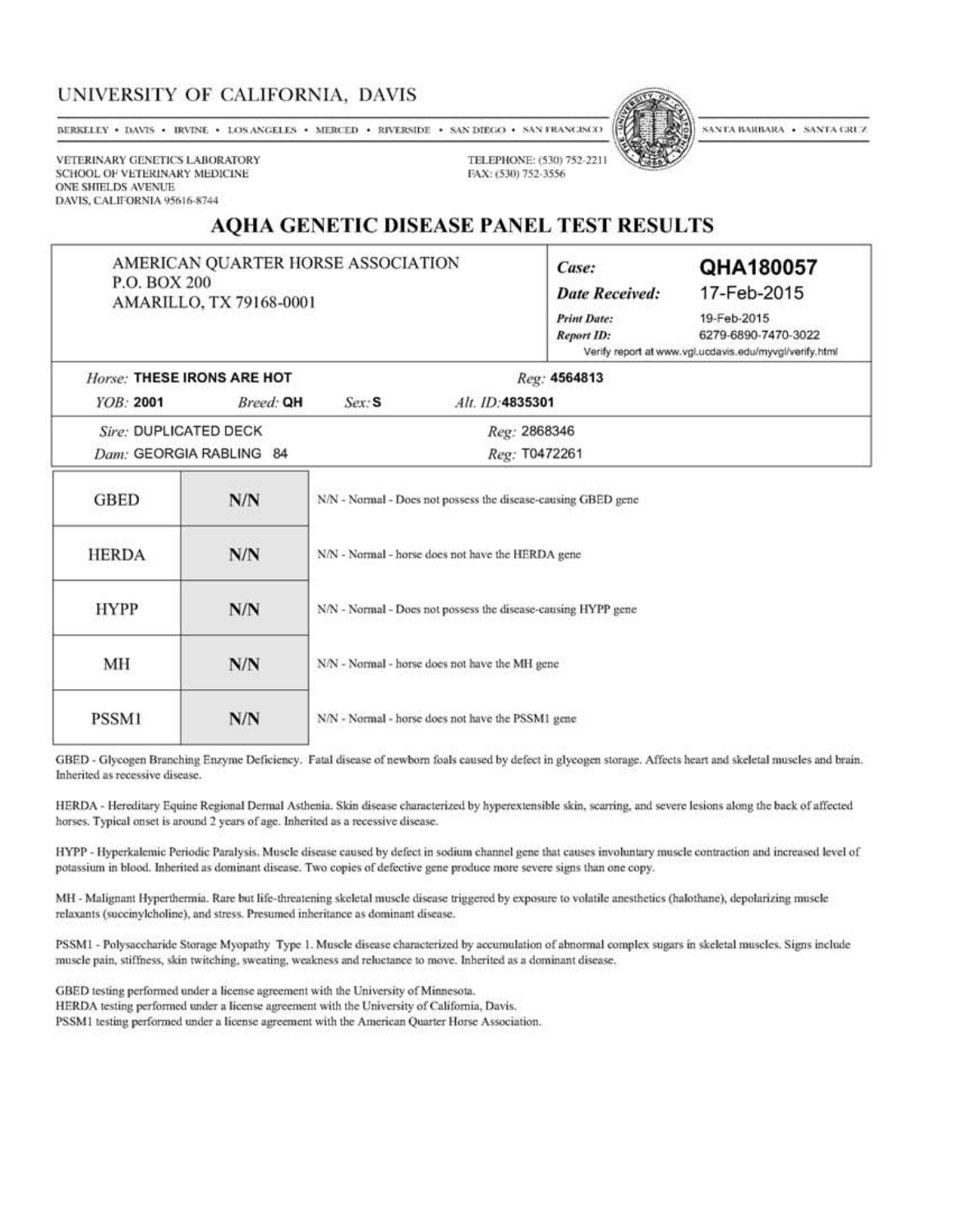# UNIVERSITY OF CALIFORNIA, DAVIS

BERKELEY • DAVIS • IRVINE • LOS ANGELES • MERCED • RIVERSIDE • SAN DIEGO • SAN FRANCISCO | SANTA BARBARA • SANTA CRUZ

VETERINARY GENETICS LABORATORY
SCHOOL OF VETERINARY MEDICINE
ONE SHIELDS AVENUE
DAVIS, CALIFORNIA 95616-8744

TELEPHONE: (530) 752-2211
FAX: (530) 752-3556

## AQHA GENETIC DISEASE PANEL TEST RESULTS

AMERICAN QUARTER HORSE ASSOCIATION
P.O. BOX 200
AMARILLO, TX 79168-0001

*Case:* **QHA180057**
*Date Received:* 17-Feb-2015
*Print Date:* 19-Feb-2015
*Report ID:* 6279-6890-7470-3022
Verify report at www.vgl.ucdavis.edu/myvgl/verify.html

*Horse:* **THESE IRONS ARE HOT** *Reg:* **4564813**
*YOB:* **2001** *Breed:* **QH** *Sex:* **S** *Alt. ID:* **4835301**

*Sire:* DUPLICATED DECK *Reg:* 2868346
*Dam:* GEORGIA RABLING 84 *Reg:* T0472261

| Test | Result | Interpretation |
|---|---|---|
| GBED | N/N | N/N - Normal - Does not possess the disease-causing GBED gene |
| HERDA | N/N | N/N - Normal - horse does not have the HERDA gene |
| HYPP | N/N | N/N - Normal - Does not possess the disease-causing HYPP gene |
| MH | N/N | N/N - Normal - horse does not have the MH gene |
| PSSM1 | N/N | N/N - Normal - horse does not have the PSSM1 gene |

GBED - Glycogen Branching Enzyme Deficiency. Fatal disease of newborn foals caused by defect in glycogen storage. Affects heart and skeletal muscles and brain. Inherited as recessive disease.

HERDA - Hereditary Equine Regional Dermal Asthenia. Skin disease characterized by hyperextensible skin, scarring, and severe lesions along the back of affected horses. Typical onset is around 2 years of age. Inherited as a recessive disease.

HYPP - Hyperkalemic Periodic Paralysis. Muscle disease caused by defect in sodium channel gene that causes involuntary muscle contraction and increased level of potassium in blood. Inherited as dominant disease. Two copies of defective gene produce more severe signs than one copy.

MH - Malignant Hyperthermia. Rare but life-threatening skeletal muscle disease triggered by exposure to volatile anesthetics (halothane), depolarizing muscle relaxants (succinylcholine), and stress. Presumed inheritance as dominant disease.

PSSM1 - Polysaccharide Storage Myopathy Type 1. Muscle disease characterized by accumulation of abnormal complex sugars in skeletal muscles. Signs include muscle pain, stiffness, skin twitching, sweating, weakness and reluctance to move. Inherited as a dominant disease.

GBED testing performed under a license agreement with the University of Minnesota.
HERDA testing performed under a license agreement with the University of California, Davis.
PSSM1 testing performed under a license agreement with the American Quarter Horse Association.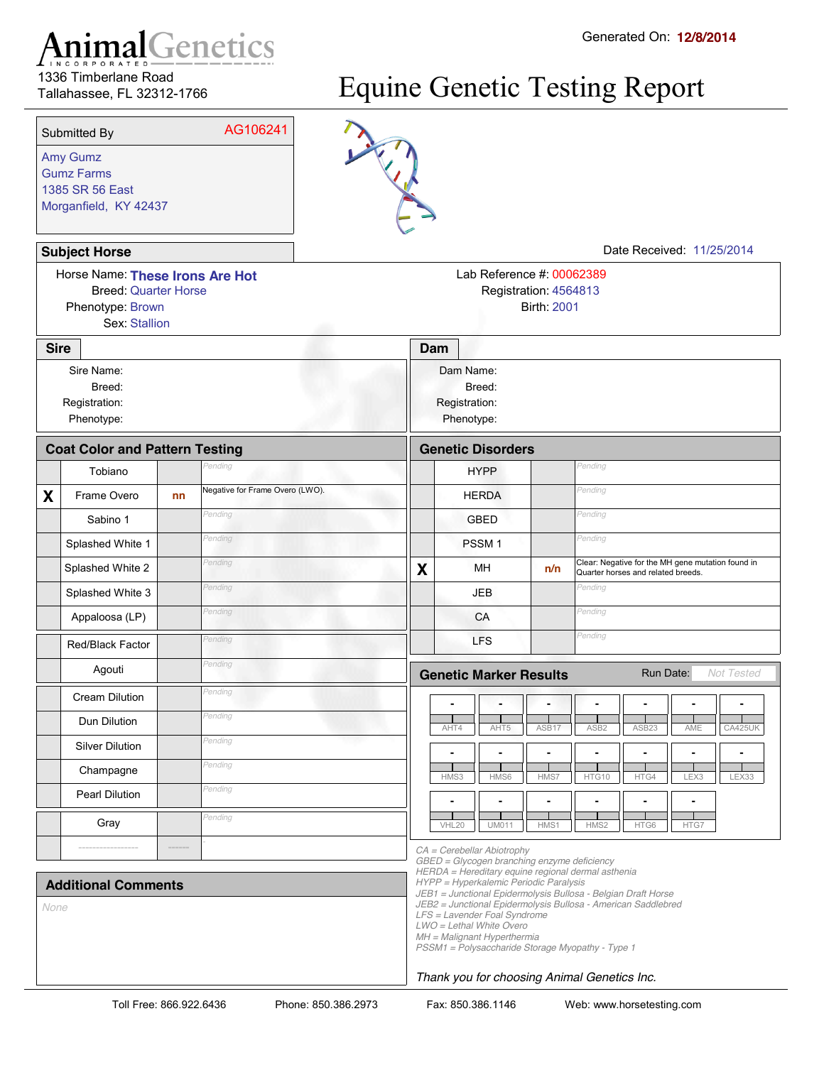**Animal Genetics** INCORPORATED
1336 Timberlane Road
Tallahassee, FL 32312-1766

Generated On: **12/8/2014**

# Equine Genetic Testing Report

## Submitted By

AG106241

Amy Gumz
Gumz Farms
1385 SR 56 East
Morganfield, KY 42437

## Subject Horse

Date Received: 11/25/2014

Horse Name: **These Irons Are Hot**
Breed: Quarter Horse
Phenotype: Brown
Sex: Stallion

Lab Reference #: 00062389
Registration: 4564813
Birth: 2001

## Sire

Sire Name:
Breed:
Registration:
Phenotype:

## Dam

Dam Name:
Breed:
Registration:
Phenotype:

## Coat Color and Pattern Testing

| | | | |
|---|---|---|---|
| | Tobiano | | Pending |
| X | Frame Overo | nn | Negative for Frame Overo (LWO). |
| | Sabino 1 | | Pending |
| | Splashed White 1 | | Pending |
| | Splashed White 2 | | Pending |
| | Splashed White 3 | | Pending |
| | Appaloosa (LP) | | Pending |
| | Red/Black Factor | | Pending |
| | Agouti | | Pending |
| | Cream Dilution | | Pending |
| | Dun Dilution | | Pending |
| | Silver Dilution | | Pending |
| | Champagne | | Pending |
| | Pearl Dilution | | Pending |
| | Gray | | Pending |
| | ---------------- | ------ | |

## Genetic Disorders

| | | | |
|---|---|---|---|
| | HYPP | | Pending |
| | HERDA | | Pending |
| | GBED | | Pending |
| | PSSM 1 | | Pending |
| X | MH | n/n | Clear: Negative for the MH gene mutation found in Quarter horses and related breeds. |
| | JEB | | Pending |
| | CA | | Pending |
| | LFS | | Pending |

## Genetic Marker Results

Run Date: Not Tested

| | | | | | | |
|---|---|---|---|---|---|---|
| AHT4: - | AHT5: - | ASB17: - | ASB2: - | ASB23: - | AME: - | CA425UK: - |
| HMS3: - | HMS6: - | HMS7: - | HTG10: - | HTG4: - | LEX3: - | LEX33: - |
| VHL20: - | UM011: - | HMS1: - | HMS2: - | HTG6: - | HTG7: - | |

*CA = Cerebellar Abiotrophy*
*GBED = Glycogen branching enzyme deficiency*
*HERDA = Hereditary equine regional dermal asthenia*
*HYPP = Hyperkalemic Periodic Paralysis*
*JEB1 = Junctional Epidermolysis Bullosa - Belgian Draft Horse*
*JEB2 = Junctional Epidermolysis Bullosa - American Saddlebred*
*LFS = Lavender Foal Syndrome*
*LWO = Lethal White Overo*
*MH = Malignant Hyperthermia*
*PSSM1 = Polysaccharide Storage Myopathy - Type 1*

## Additional Comments

None

*Thank you for choosing Animal Genetics Inc.*

Toll Free: 866.922.6436 Phone: 850.386.2973 Fax: 850.386.1146 Web: www.horsetesting.com